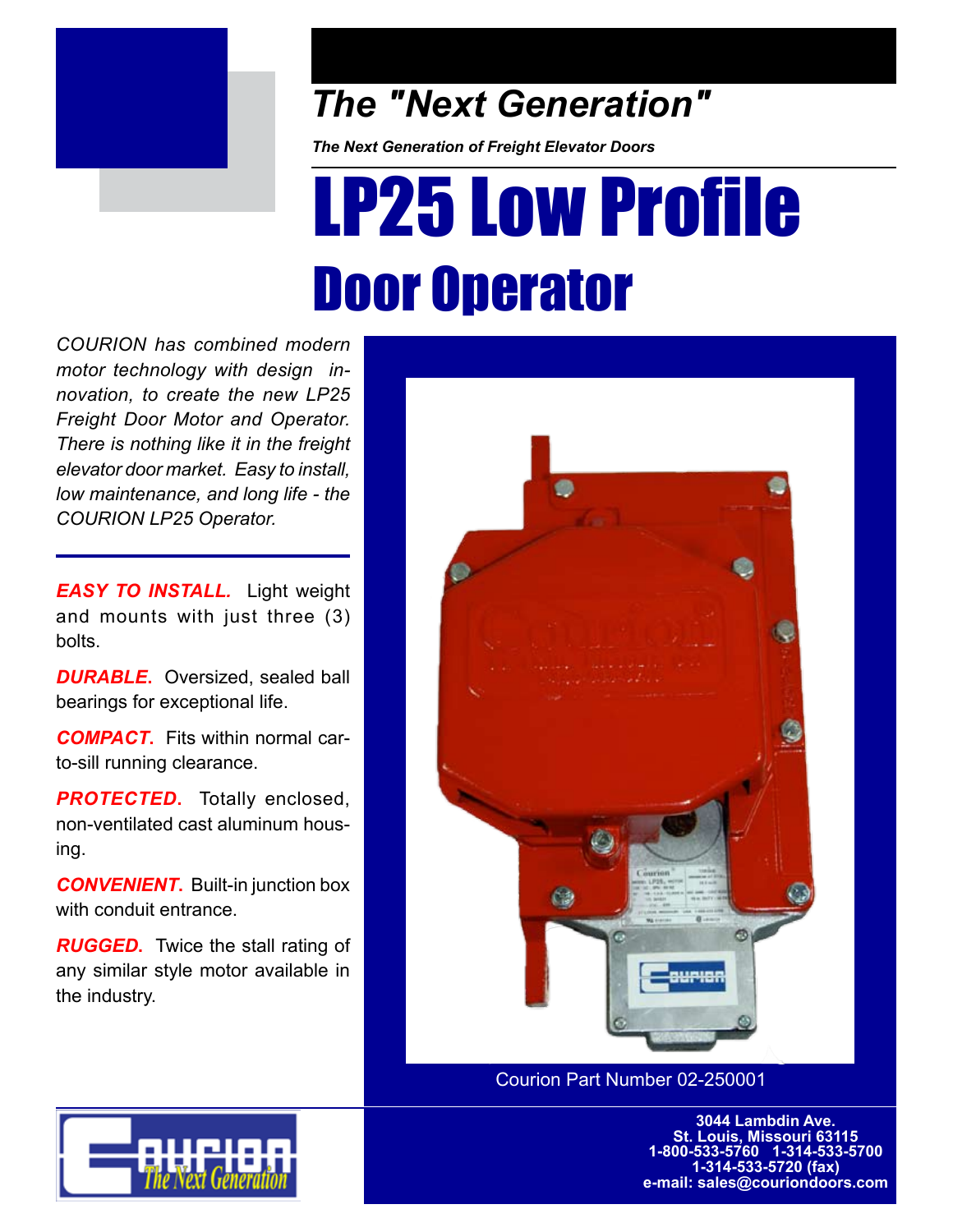## *The "Next Generation"*

***The Next Generation of Freight Elevator Doors***

# LP25 Low Profile

# Door Operator

*COURION has combined modern motor technology with design innovation, to create the new LP25 Freight Door Motor and Operator. There is nothing like it in the freight elevator door market. Easy to install, low maintenance, and long life - the COURION LP25 Operator.*

***EASY TO INSTALL.*** Light weight and mounts with just three (3) bolts.

***DURABLE.*** Oversized, sealed ball bearings for exceptional life.

***COMPACT.*** Fits within normal car-to-sill running clearance.

***PROTECTED.*** Totally enclosed, non-ventilated cast aluminum housing.

***CONVENIENT.*** Built-in junction box with conduit entrance.

***RUGGED.*** Twice the stall rating of any similar style motor available in the industry.

Courion Part Number 02-250001

**3044 Lambdin Ave.**
**St. Louis, Missouri 63115**
**1-800-533-5760 1-314-533-5700**
**1-314-533-5720 (fax)**
**e-mail: sales@couriondoors.com**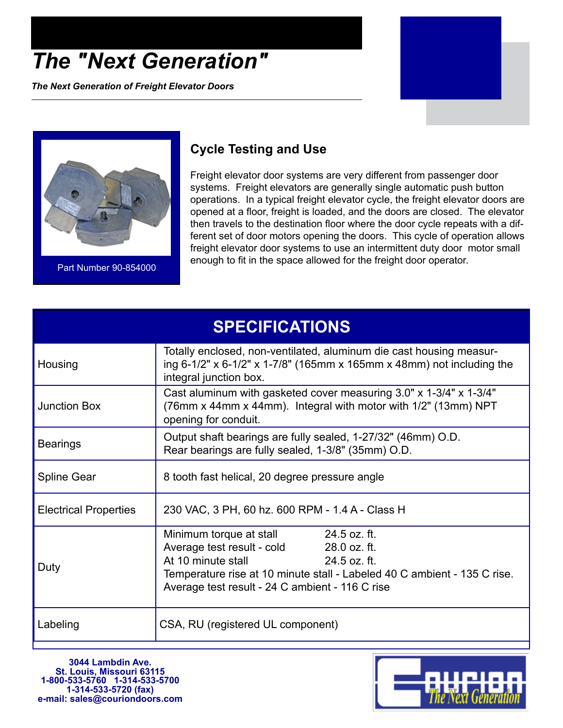# The "Next Generation"

***The Next Generation of Freight Elevator Doors***

Part Number 90-854000

## Cycle Testing and Use

Freight elevator door systems are very different from passenger door systems. Freight elevators are generally single automatic push button operations. In a typical freight elevator cycle, the freight elevator doors are opened at a floor, freight is loaded, and the doors are closed. The elevator then travels to the destination floor where the door cycle repeats with a different set of door motors opening the doors. This cycle of operation allows freight elevator door systems to use an intermittent duty door motor small enough to fit in the space allowed for the freight door operator.

## SPECIFICATIONS

| | |
|---|---|
| Housing | Totally enclosed, non-ventilated, aluminum die cast housing measuring 6-1/2" x 6-1/2" x 1-7/8" (165mm x 165mm x 48mm) not including the integral junction box. |
| Junction Box | Cast aluminum with gasketed cover measuring 3.0" x 1-3/4" x 1-3/4" (76mm x 44mm x 44mm). Integral with motor with 1/2" (13mm) NPT opening for conduit. |
| Bearings | Output shaft bearings are fully sealed, 1-27/32" (46mm) O.D.<br>Rear bearings are fully sealed, 1-3/8" (35mm) O.D. |
| Spline Gear | 8 tooth fast helical, 20 degree pressure angle |
| Electrical Properties | 230 VAC, 3 PH, 60 hz. 600 RPM - 1.4 A - Class H |
| Duty | Minimum torque at stall 24.5 oz. ft.<br>Average test result - cold 28.0 oz. ft.<br>At 10 minute stall 24.5 oz. ft.<br>Temperature rise at 10 minute stall - Labeled 40 C ambient - 135 C rise.<br>Average test result - 24 C ambient - 116 C rise |
| Labeling | CSA, RU (registered UL component) |

**3044 Lambdin Ave.**
**St. Louis, Missouri 63115**
**1-800-533-5760 1-314-533-5700**
**1-314-533-5720 (fax)**
**e-mail: sales@couriondoors.com**

Courion
The Next Generation